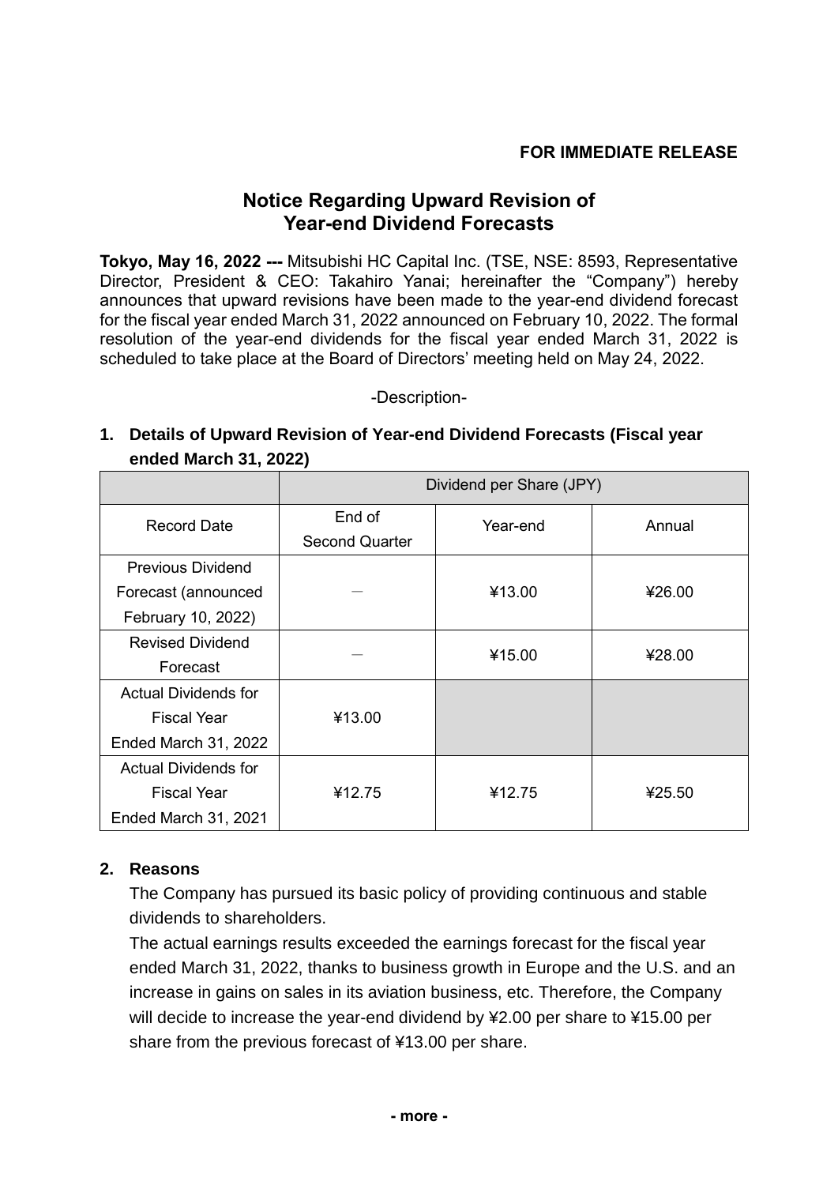**FOR IMMEDIATE RELEASE**

# Notice Regarding Upward Revision of Year-end Dividend Forecasts

**Tokyo, May 16, 2022 ---** Mitsubishi HC Capital Inc. (TSE, NSE: 8593, Representative Director, President & CEO: Takahiro Yanai; hereinafter the "Company") hereby announces that upward revisions have been made to the year-end dividend forecast for the fiscal year ended March 31, 2022 announced on February 10, 2022. The formal resolution of the year-end dividends for the fiscal year ended March 31, 2022 is scheduled to take place at the Board of Directors' meeting held on May 24, 2022.

-Description-

## 1. Details of Upward Revision of Year-end Dividend Forecasts (Fiscal year ended March 31, 2022)

| | Dividend per Share (JPY) | | |
|---|---|---|---|
| Record Date | End of Second Quarter | Year-end | Annual |
| Previous Dividend Forecast (announced February 10, 2022) | ― | ¥13.00 | ¥26.00 |
| Revised Dividend Forecast | ― | ¥15.00 | ¥28.00 |
| Actual Dividends for Fiscal Year Ended March 31, 2022 | ¥13.00 | | |
| Actual Dividends for Fiscal Year Ended March 31, 2021 | ¥12.75 | ¥12.75 | ¥25.50 |

## 2. Reasons

The Company has pursued its basic policy of providing continuous and stable dividends to shareholders.

The actual earnings results exceeded the earnings forecast for the fiscal year ended March 31, 2022, thanks to business growth in Europe and the U.S. and an increase in gains on sales in its aviation business, etc. Therefore, the Company will decide to increase the year-end dividend by ¥2.00 per share to ¥15.00 per share from the previous forecast of ¥13.00 per share.

**- more -**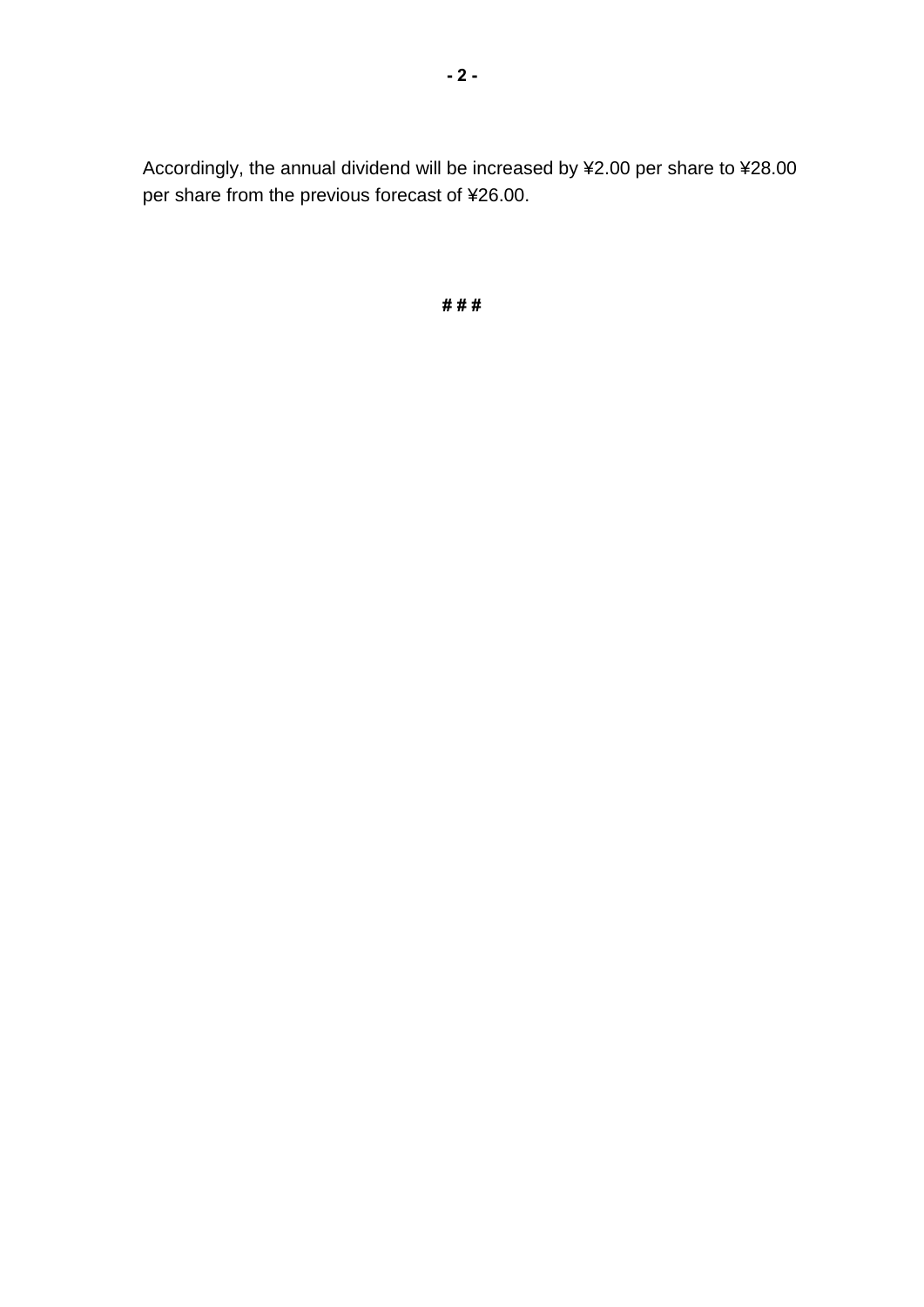Accordingly, the annual dividend will be increased by ¥2.00 per share to ¥28.00 per share from the previous forecast of ¥26.00.

# # #